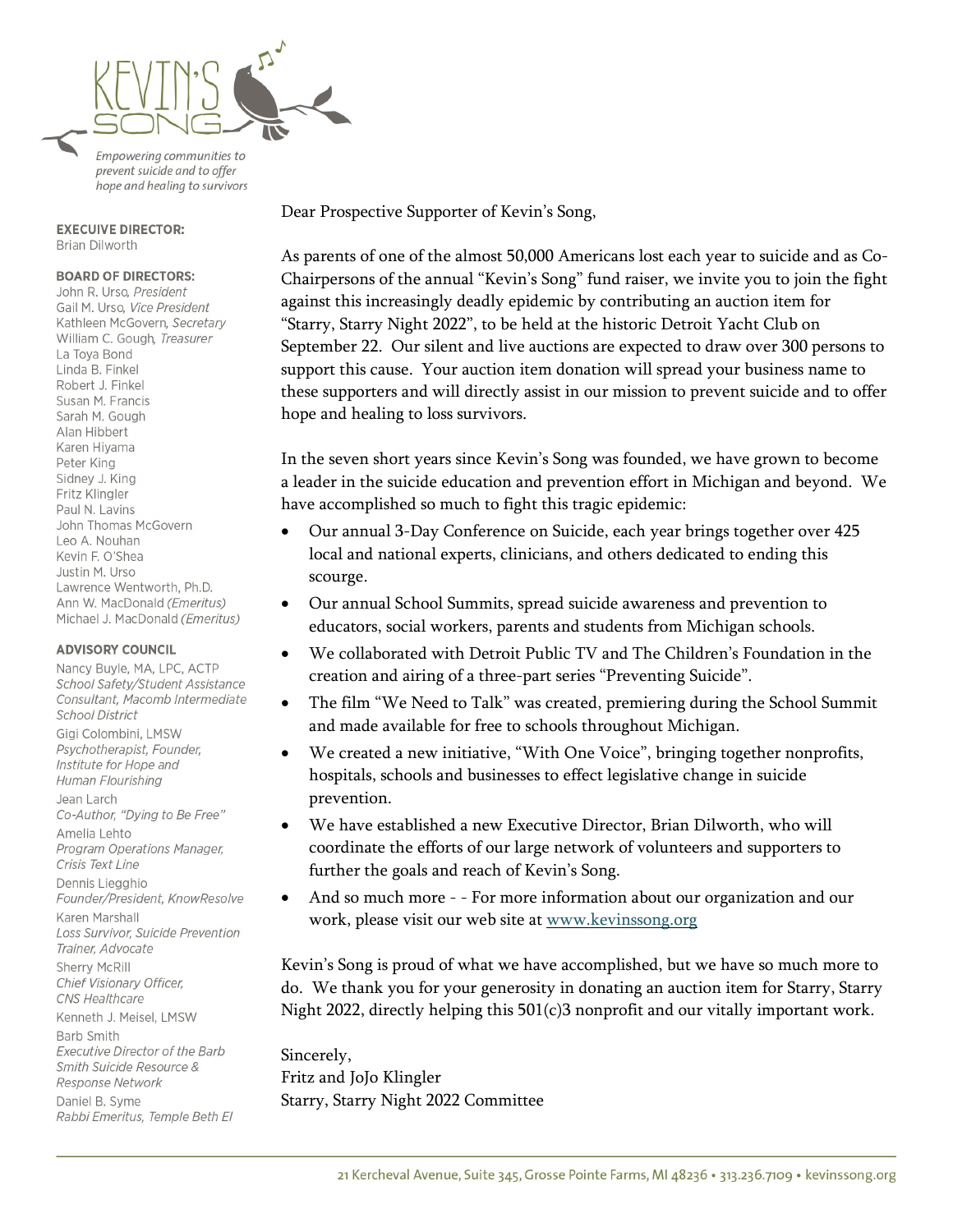KEVIN'S SONG

*Empowering communities to prevent suicide and to offer hope and healing to survivors*

**EXECUIVE DIRECTOR:**
Brian Dilworth

**BOARD OF DIRECTORS:**
John R. Urso, *President*
Gail M. Urso, *Vice President*
Kathleen McGovern, *Secretary*
William C. Gough, *Treasurer*
La Toya Bond
Linda B. Finkel
Robert J. Finkel
Susan M. Francis
Sarah M. Gough
Alan Hibbert
Karen Hiyama
Peter King
Sidney J. King
Fritz Klingler
Paul N. Lavins
John Thomas McGovern
Leo A. Nouhan
Kevin F. O'Shea
Justin M. Urso
Lawrence Wentworth, Ph.D.
Ann W. MacDonald *(Emeritus)*
Michael J. MacDonald *(Emeritus)*

**ADVISORY COUNCIL**
Nancy Buyle, MA, LPC, ACTP
*School Safety/Student Assistance Consultant, Macomb Intermediate School District*
Gigi Colombini, LMSW
*Psychotherapist, Founder, Institute for Hope and Human Flourishing*
Jean Larch
*Co-Author, "Dying to Be Free"*
Amelia Lehto
*Program Operations Manager, Crisis Text Line*
Dennis Liegghio
*Founder/President, KnowResolve*
Karen Marshall
*Loss Survivor, Suicide Prevention Trainer, Advocate*
Sherry McRill
*Chief Visionary Officer, CNS Healthcare*
Kenneth J. Meisel, LMSW
Barb Smith
*Executive Director of the Barb Smith Suicide Resource & Response Network*
Daniel B. Syme
*Rabbi Emeritus, Temple Beth El*

Dear Prospective Supporter of Kevin's Song,

As parents of one of the almost 50,000 Americans lost each year to suicide and as Co-Chairpersons of the annual "Kevin's Song" fund raiser, we invite you to join the fight against this increasingly deadly epidemic by contributing an auction item for "Starry, Starry Night 2022", to be held at the historic Detroit Yacht Club on September 22. Our silent and live auctions are expected to draw over 300 persons to support this cause. Your auction item donation will spread your business name to these supporters and will directly assist in our mission to prevent suicide and to offer hope and healing to loss survivors.

In the seven short years since Kevin's Song was founded, we have grown to become a leader in the suicide education and prevention effort in Michigan and beyond. We have accomplished so much to fight this tragic epidemic:

- Our annual 3-Day Conference on Suicide, each year brings together over 425 local and national experts, clinicians, and others dedicated to ending this scourge.
- Our annual School Summits, spread suicide awareness and prevention to educators, social workers, parents and students from Michigan schools.
- We collaborated with Detroit Public TV and The Children's Foundation in the creation and airing of a three-part series "Preventing Suicide".
- The film "We Need to Talk" was created, premiering during the School Summit and made available for free to schools throughout Michigan.
- We created a new initiative, "With One Voice", bringing together nonprofits, hospitals, schools and businesses to effect legislative change in suicide prevention.
- We have established a new Executive Director, Brian Dilworth, who will coordinate the efforts of our large network of volunteers and supporters to further the goals and reach of Kevin's Song.
- And so much more - - For more information about our organization and our work, please visit our web site at www.kevinssong.org

Kevin's Song is proud of what we have accomplished, but we have so much more to do. We thank you for your generosity in donating an auction item for Starry, Starry Night 2022, directly helping this 501(c)3 nonprofit and our vitally important work.

Sincerely,
Fritz and JoJo Klingler
Starry, Starry Night 2022 Committee

21 Kercheval Avenue, Suite 345, Grosse Pointe Farms, MI 48236 • 313.236.7109 • kevinssong.org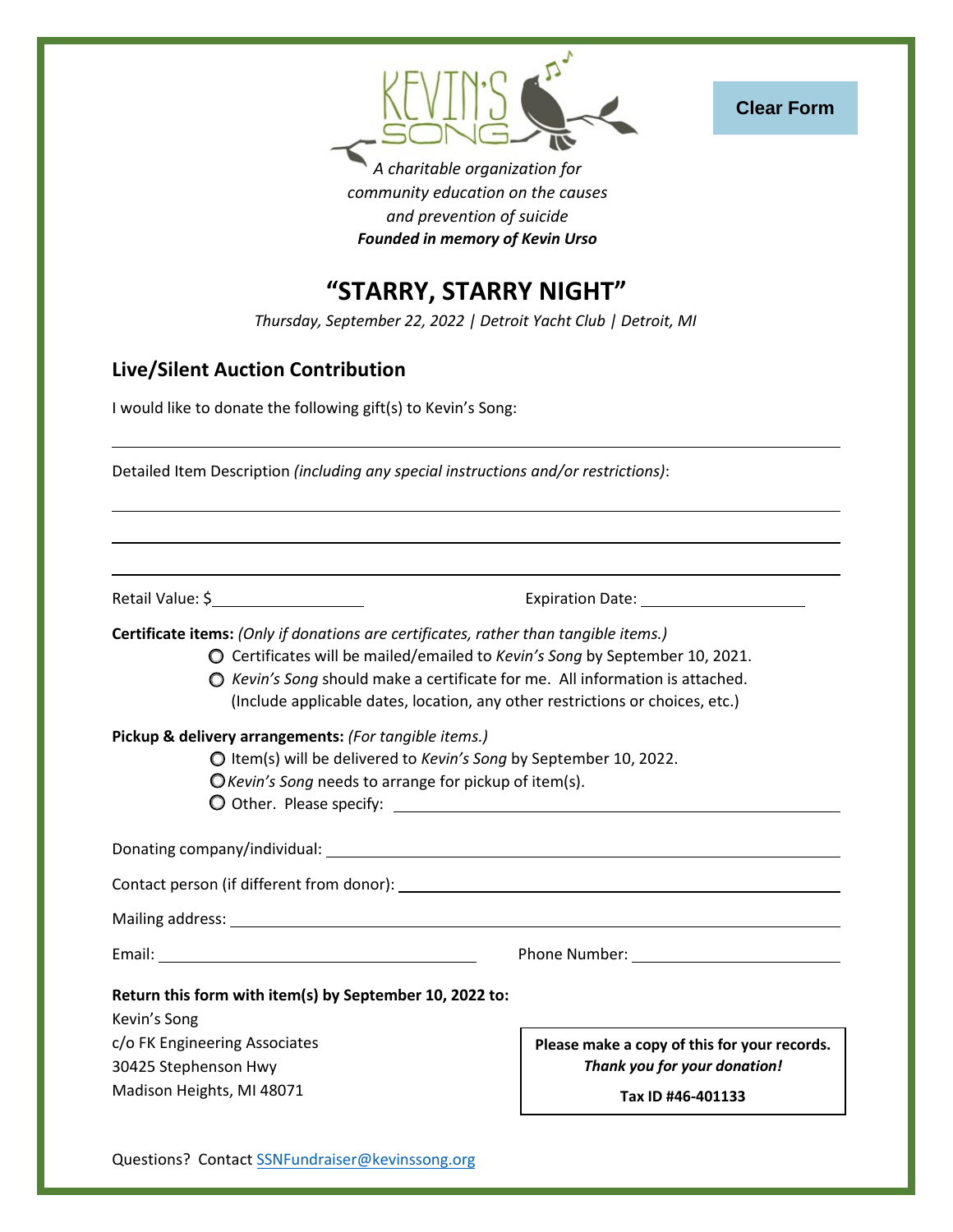Clear Form

KEVIN'S SONG

*A charitable organization for community education on the causes and prevention of suicide*
***Founded in memory of Kevin Urso***

# "STARRY, STARRY NIGHT"

*Thursday, September 22, 2022 | Detroit Yacht Club | Detroit, MI*

## Live/Silent Auction Contribution

I would like to donate the following gift(s) to Kevin's Song:

______________________________________________________________________

Detailed Item Description *(including any special instructions and/or restrictions)*:

______________________________________________________________________

______________________________________________________________________

______________________________________________________________________

Retail Value: $__________________ Expiration Date: __________________

**Certificate items:** *(Only if donations are certificates, rather than tangible items.)*

- ○ Certificates will be mailed/emailed to *Kevin's Song* by September 10, 2021.
- ○ *Kevin's Song* should make a certificate for me. All information is attached. (Include applicable dates, location, any other restrictions or choices, etc.)

**Pickup & delivery arrangements:** *(For tangible items.)*

- ○ Item(s) will be delivered to *Kevin's Song* by September 10, 2022.
- ○ *Kevin's Song* needs to arrange for pickup of item(s).
- ○ Other. Please specify: __________________________________

Donating company/individual: __________________________________

Contact person (if different from donor): __________________________________

Mailing address: __________________________________

Email: __________________________ Phone Number: __________________

**Return this form with item(s) by September 10, 2022 to:**
Kevin's Song
c/o FK Engineering Associates
30425 Stephenson Hwy
Madison Heights, MI 48071

**Please make a copy of this for your records.**
***Thank you for your donation!***
**Tax ID #46-401133**

Questions? Contact SSNFundraiser@kevinssong.org